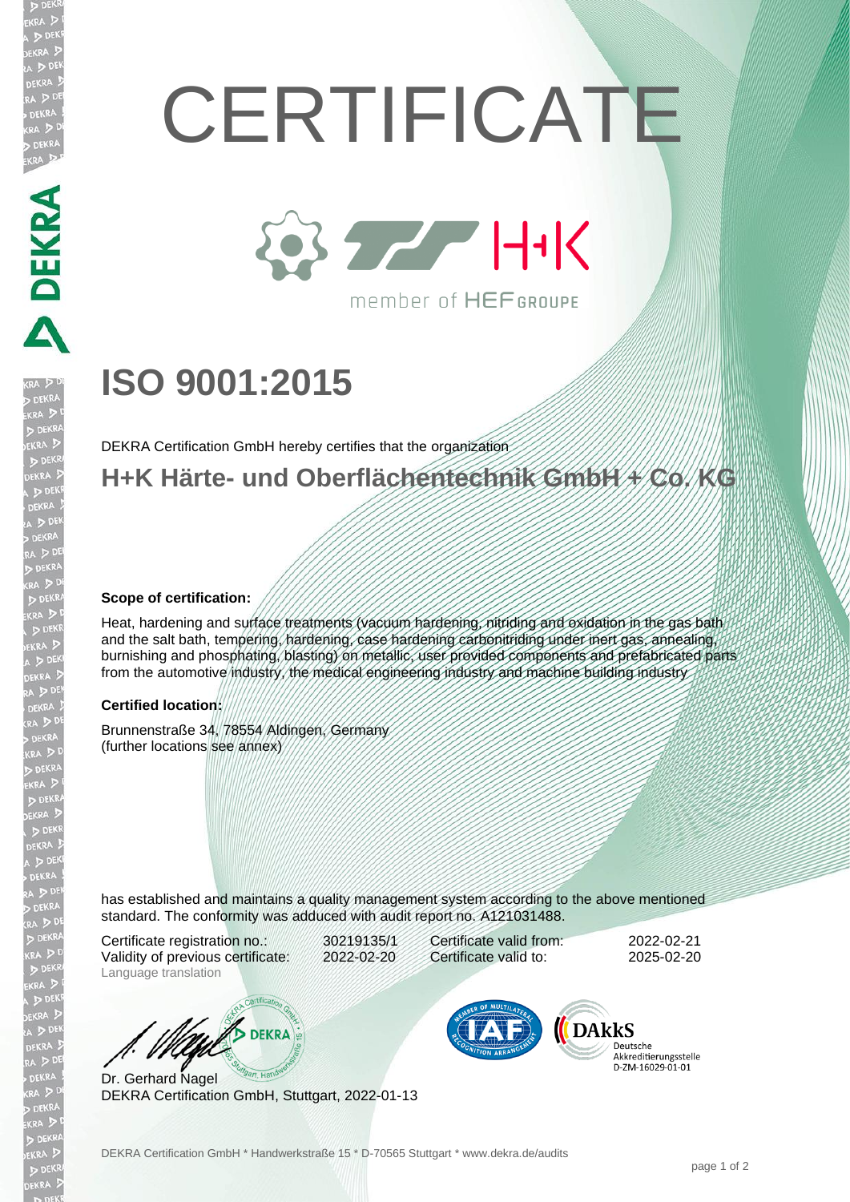# CERTIFICATE

H+K

member of HEF GROUPE

# ISO 9001:2015

DEKRA Certification GmbH hereby certifies that the organization

## H+K Härte- und Oberflächentechnik GmbH + Co. KG

**Scope of certification:**

Heat, hardening and surface treatments (vacuum hardening, nitriding and oxidation in the gas bath and the salt bath, tempering, hardening, case hardening carbonitriding under inert gas, annealing, burnishing and phosphating, blasting) on metallic, user provided components and prefabricated parts from the automotive industry, the medical engineering industry and machine building industry

**Certified location:**

Brunnenstraße 34, 78554 Aldingen, Germany
(further locations see annex)

has established and maintains a quality management system according to the above mentioned standard. The conformity was adduced with audit report no. A121031488.

| | | | |
|---|---|---|---|
| Certificate registration no.: | 30219135/1 | Certificate valid from: | 2022-02-21 |
| Validity of previous certificate: | 2022-02-20 | Certificate valid to: | 2025-02-20 |

Language translation

Dr. Gerhard Nagel
DEKRA Certification GmbH, Stuttgart, 2022-01-13

DAkkS Deutsche Akkreditierungsstelle D-ZM-16029-01-01

DEKRA Certification GmbH * Handwerkstraße 15 * D-70565 Stuttgart * www.dekra.de/audits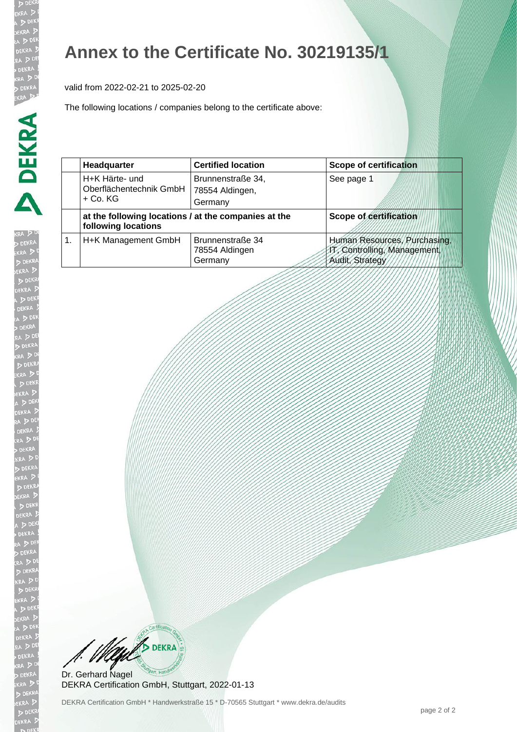# Annex to the Certificate No. 30219135/1

valid from 2022-02-21 to 2025-02-20

The following locations / companies belong to the certificate above:

| | Headquarter | Certified location | Scope of certification |
|---|---|---|---|
| | H+K Härte- und Oberflächentechnik GmbH + Co. KG | Brunnenstraße 34, 78554 Aldingen, Germany | See page 1 |
| | **at the following locations / at the companies at the following locations** | | **Scope of certification** |
| 1. | H+K Management GmbH | Brunnenstraße 34 78554 Aldingen Germany | Human Resources, Purchasing, IT, Controlling, Management, Audit, Strategy |

Dr. Gerhard Nagel
DEKRA Certification GmbH, Stuttgart, 2022-01-13

DEKRA Certification GmbH * Handwerkstraße 15 * D-70565 Stuttgart * www.dekra.de/audits